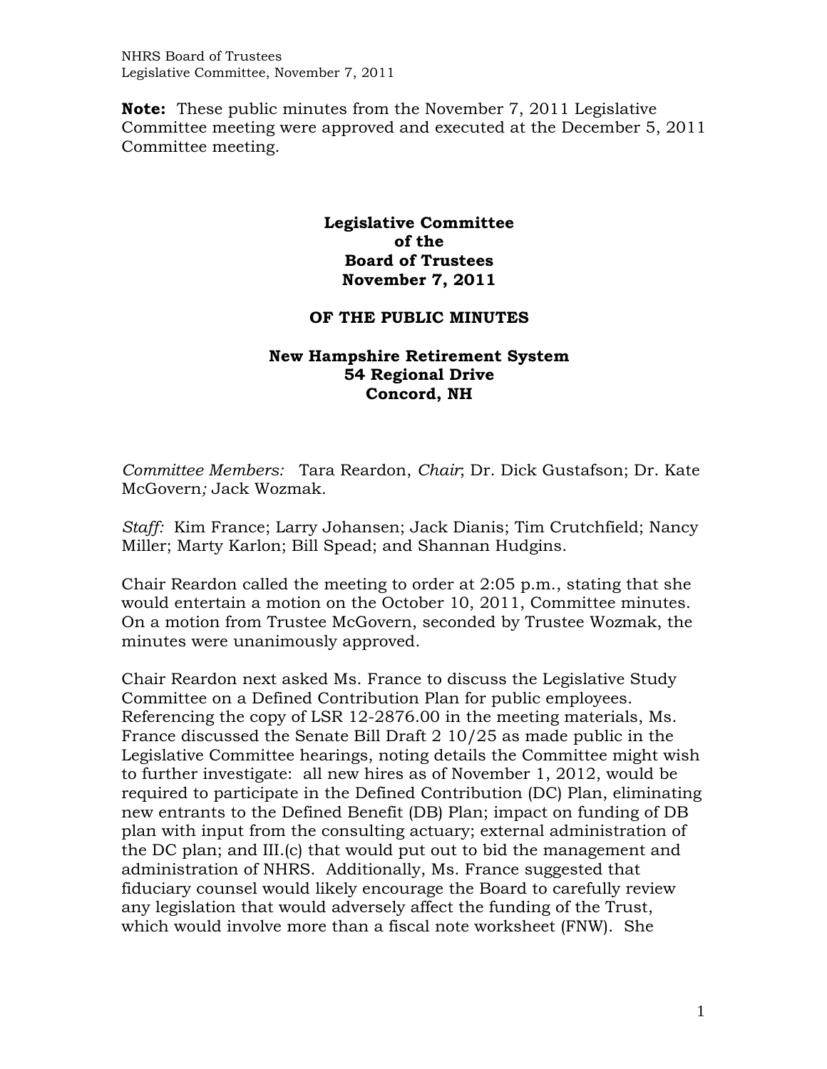**Note:** These public minutes from the November 7, 2011 Legislative Committee meeting were approved and executed at the December 5, 2011 Committee meeting.

# Legislative Committee of the Board of Trustees November 7, 2011

## OF THE PUBLIC MINUTES

## New Hampshire Retirement System 54 Regional Drive Concord, NH

*Committee Members:* Tara Reardon, *Chair*; Dr. Dick Gustafson; Dr. Kate McGovern*;* Jack Wozmak.

*Staff:* Kim France; Larry Johansen; Jack Dianis; Tim Crutchfield; Nancy Miller; Marty Karlon; Bill Spead; and Shannan Hudgins.

Chair Reardon called the meeting to order at 2:05 p.m., stating that she would entertain a motion on the October 10, 2011, Committee minutes. On a motion from Trustee McGovern, seconded by Trustee Wozmak, the minutes were unanimously approved.

Chair Reardon next asked Ms. France to discuss the Legislative Study Committee on a Defined Contribution Plan for public employees. Referencing the copy of LSR 12-2876.00 in the meeting materials, Ms. France discussed the Senate Bill Draft 2 10/25 as made public in the Legislative Committee hearings, noting details the Committee might wish to further investigate: all new hires as of November 1, 2012, would be required to participate in the Defined Contribution (DC) Plan, eliminating new entrants to the Defined Benefit (DB) Plan; impact on funding of DB plan with input from the consulting actuary; external administration of the DC plan; and III.(c) that would put out to bid the management and administration of NHRS. Additionally, Ms. France suggested that fiduciary counsel would likely encourage the Board to carefully review any legislation that would adversely affect the funding of the Trust, which would involve more than a fiscal note worksheet (FNW). She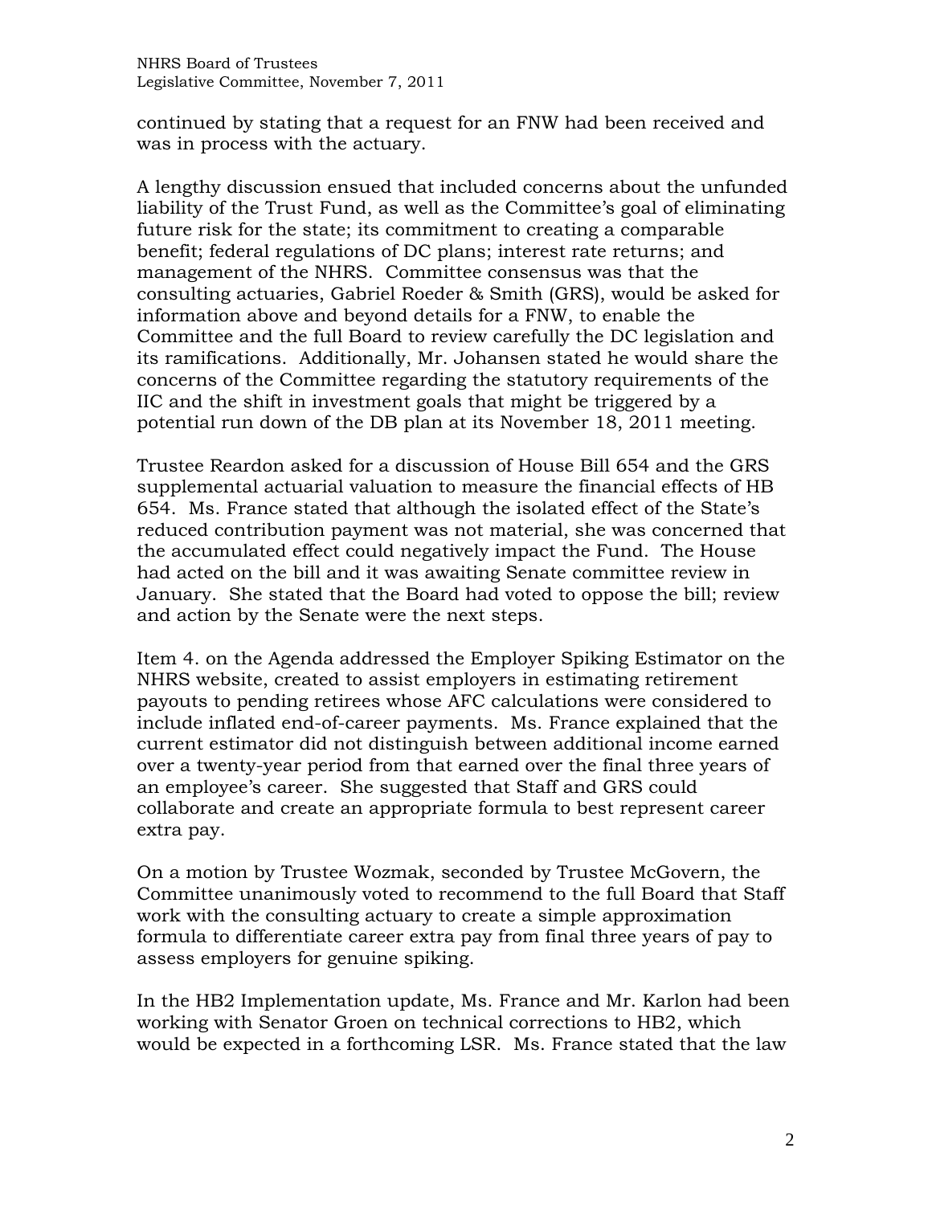continued by stating that a request for an FNW had been received and was in process with the actuary.

A lengthy discussion ensued that included concerns about the unfunded liability of the Trust Fund, as well as the Committee's goal of eliminating future risk for the state; its commitment to creating a comparable benefit; federal regulations of DC plans; interest rate returns; and management of the NHRS. Committee consensus was that the consulting actuaries, Gabriel Roeder & Smith (GRS), would be asked for information above and beyond details for a FNW, to enable the Committee and the full Board to review carefully the DC legislation and its ramifications. Additionally, Mr. Johansen stated he would share the concerns of the Committee regarding the statutory requirements of the IIC and the shift in investment goals that might be triggered by a potential run down of the DB plan at its November 18, 2011 meeting.

Trustee Reardon asked for a discussion of House Bill 654 and the GRS supplemental actuarial valuation to measure the financial effects of HB 654. Ms. France stated that although the isolated effect of the State's reduced contribution payment was not material, she was concerned that the accumulated effect could negatively impact the Fund. The House had acted on the bill and it was awaiting Senate committee review in January. She stated that the Board had voted to oppose the bill; review and action by the Senate were the next steps.

Item 4. on the Agenda addressed the Employer Spiking Estimator on the NHRS website, created to assist employers in estimating retirement payouts to pending retirees whose AFC calculations were considered to include inflated end-of-career payments. Ms. France explained that the current estimator did not distinguish between additional income earned over a twenty-year period from that earned over the final three years of an employee's career. She suggested that Staff and GRS could collaborate and create an appropriate formula to best represent career extra pay.

On a motion by Trustee Wozmak, seconded by Trustee McGovern, the Committee unanimously voted to recommend to the full Board that Staff work with the consulting actuary to create a simple approximation formula to differentiate career extra pay from final three years of pay to assess employers for genuine spiking.

In the HB2 Implementation update, Ms. France and Mr. Karlon had been working with Senator Groen on technical corrections to HB2, which would be expected in a forthcoming LSR. Ms. France stated that the law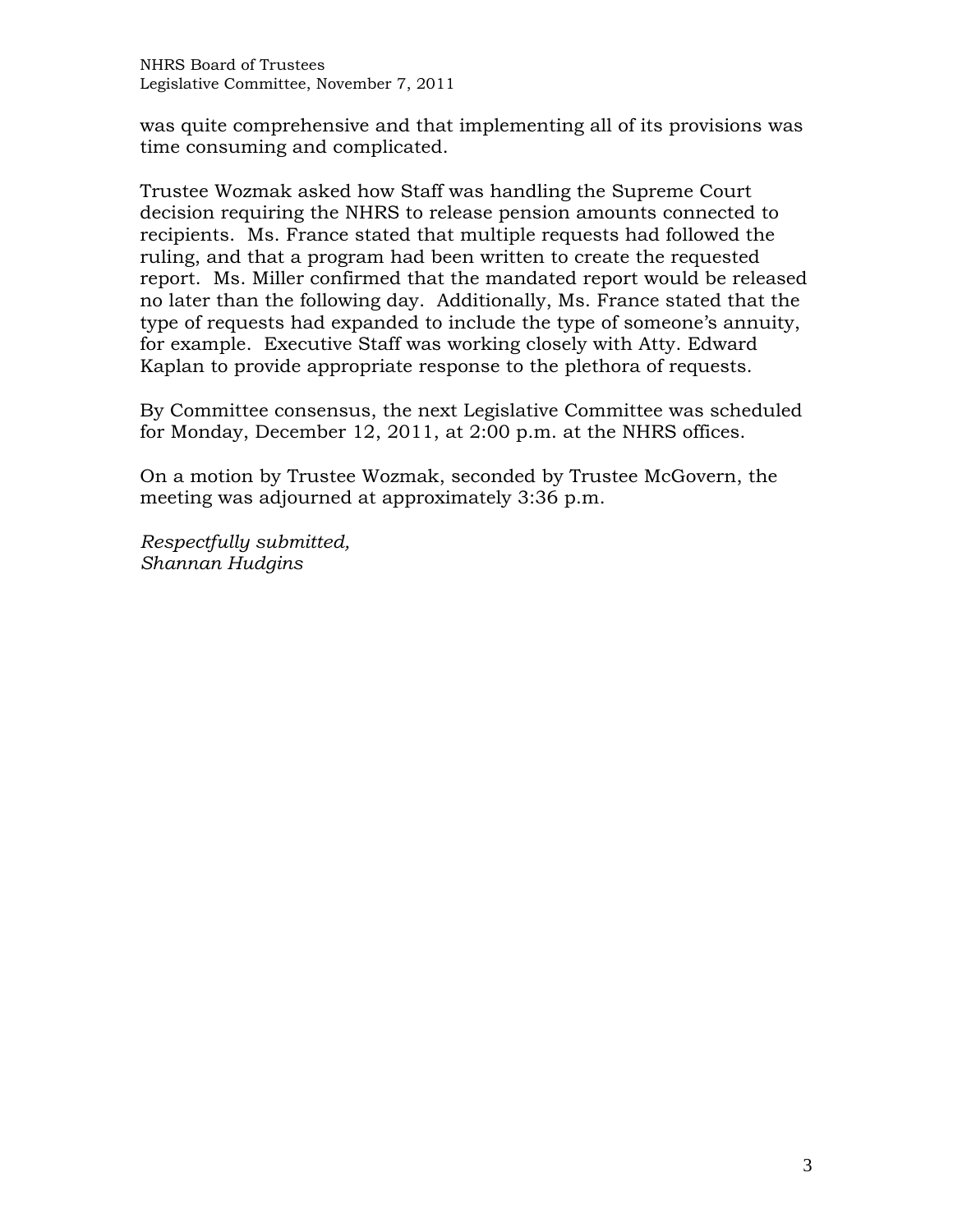was quite comprehensive and that implementing all of its provisions was time consuming and complicated.

Trustee Wozmak asked how Staff was handling the Supreme Court decision requiring the NHRS to release pension amounts connected to recipients. Ms. France stated that multiple requests had followed the ruling, and that a program had been written to create the requested report. Ms. Miller confirmed that the mandated report would be released no later than the following day. Additionally, Ms. France stated that the type of requests had expanded to include the type of someone's annuity, for example. Executive Staff was working closely with Atty. Edward Kaplan to provide appropriate response to the plethora of requests.

By Committee consensus, the next Legislative Committee was scheduled for Monday, December 12, 2011, at 2:00 p.m. at the NHRS offices.

On a motion by Trustee Wozmak, seconded by Trustee McGovern, the meeting was adjourned at approximately 3:36 p.m.

*Respectfully submitted,*
*Shannan Hudgins*